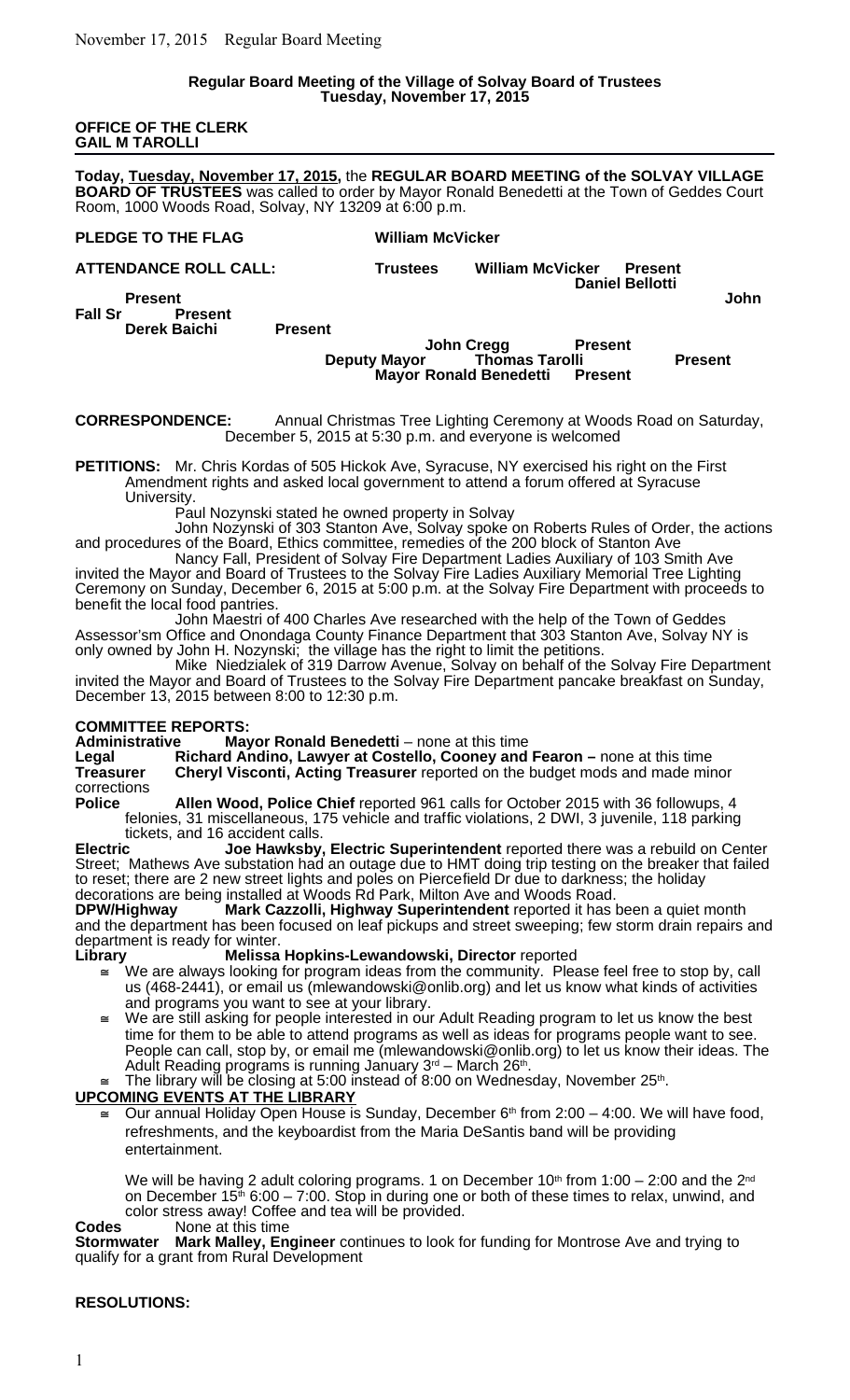# Regular Board Meeting of the Village of Solvay Board of Trustees
## Tuesday, November 17, 2015

**OFFICE OF THE CLERK**
**GAIL M TAROLLI**

---

**Today, Tuesday, November 17, 2015,** the **REGULAR BOARD MEETING of the SOLVAY VILLAGE BOARD OF TRUSTEES** was called to order by Mayor Ronald Benedetti at the Town of Geddes Court Room, 1000 Woods Road, Solvay, NY 13209 at 6:00 p.m.

**PLEDGE TO THE FLAG** **William McVicker**

**ATTENDANCE ROLL CALL:** **Trustees**
- **William McVicker** **Present**
- **Daniel Bellotti** **Present**
- **John Fall Sr** **Present**
- **Derek Baichi** **Present**
- **John Cregg** **Present**

**Deputy Mayor** **Thomas Tarolli** **Present**
**Mayor Ronald Benedetti** **Present**

**CORRESPONDENCE:** Annual Christmas Tree Lighting Ceremony at Woods Road on Saturday, December 5, 2015 at 5:30 p.m. and everyone is welcomed

**PETITIONS:** Mr. Chris Kordas of 505 Hickok Ave, Syracuse, NY exercised his right on the First Amendment rights and asked local government to attend a forum offered at Syracuse University.

Paul Nozynski stated he owned property in Solvay

John Nozynski of 303 Stanton Ave, Solvay spoke on Roberts Rules of Order, the actions and procedures of the Board, Ethics committee, remedies of the 200 block of Stanton Ave

Nancy Fall, President of Solvay Fire Department Ladies Auxiliary of 103 Smith Ave invited the Mayor and Board of Trustees to the Solvay Fire Ladies Auxiliary Memorial Tree Lighting Ceremony on Sunday, December 6, 2015 at 5:00 p.m. at the Solvay Fire Department with proceeds to benefit the local food pantries.

John Maestri of 400 Charles Ave researched with the help of the Town of Geddes Assessor'sm Office and Onondaga County Finance Department that 303 Stanton Ave, Solvay NY is only owned by John H. Nozynski; the village has the right to limit the petitions.

Mike Niedzialek of 319 Darrow Avenue, Solvay on behalf of the Solvay Fire Department invited the Mayor and Board of Trustees to the Solvay Fire Department pancake breakfast on Sunday, December 13, 2015 between 8:00 to 12:30 p.m.

**COMMITTEE REPORTS:**

**Administrative** **Mayor Ronald Benedetti** – none at this time

**Legal** **Richard Andino, Lawyer at Costello, Cooney and Fearon –** none at this time

**Treasurer** **Cheryl Visconti, Acting Treasurer** reported on the budget mods and made minor corrections

**Police** **Allen Wood, Police Chief** reported 961 calls for October 2015 with 36 followups, 4 felonies, 31 miscellaneous, 175 vehicle and traffic violations, 2 DWI, 3 juvenile, 118 parking tickets, and 16 accident calls.

**Electric** **Joe Hawksby, Electric Superintendent** reported there was a rebuild on Center Street; Mathews Ave substation had an outage due to HMT doing trip testing on the breaker that failed to reset; there are 2 new street lights and poles on Piercefield Dr due to darkness; the holiday decorations are being installed at Woods Rd Park, Milton Ave and Woods Road.

**DPW/Highway** **Mark Cazzolli, Highway Superintendent** reported it has been a quiet month and the department has been focused on leaf pickups and street sweeping; few storm drain repairs and department is ready for winter.

**Library** **Melissa Hopkins-Lewandowski, Director** reported

- We are always looking for program ideas from the community. Please feel free to stop by, call us (468-2441), or email us (mlewandowski@onlib.org) and let us know what kinds of activities and programs you want to see at your library.
- We are still asking for people interested in our Adult Reading program to let us know the best time for them to be able to attend programs as well as ideas for programs people want to see. People can call, stop by, or email me (mlewandowski@onlib.org) to let us know their ideas. The Adult Reading programs is running January 3rd – March 26th.
- The library will be closing at 5:00 instead of 8:00 on Wednesday, November 25th.

**UPCOMING EVENTS AT THE LIBRARY**

- Our annual Holiday Open House is Sunday, December 6th from 2:00 – 4:00. We will have food, refreshments, and the keyboardist from the Maria DeSantis band will be providing entertainment.

We will be having 2 adult coloring programs. 1 on December 10th from 1:00 – 2:00 and the 2nd on December 15th 6:00 – 7:00. Stop in during one or both of these times to relax, unwind, and color stress away! Coffee and tea will be provided.

**Codes** None at this time

**Stormwater** **Mark Malley, Engineer** continues to look for funding for Montrose Ave and trying to qualify for a grant from Rural Development

**RESOLUTIONS:**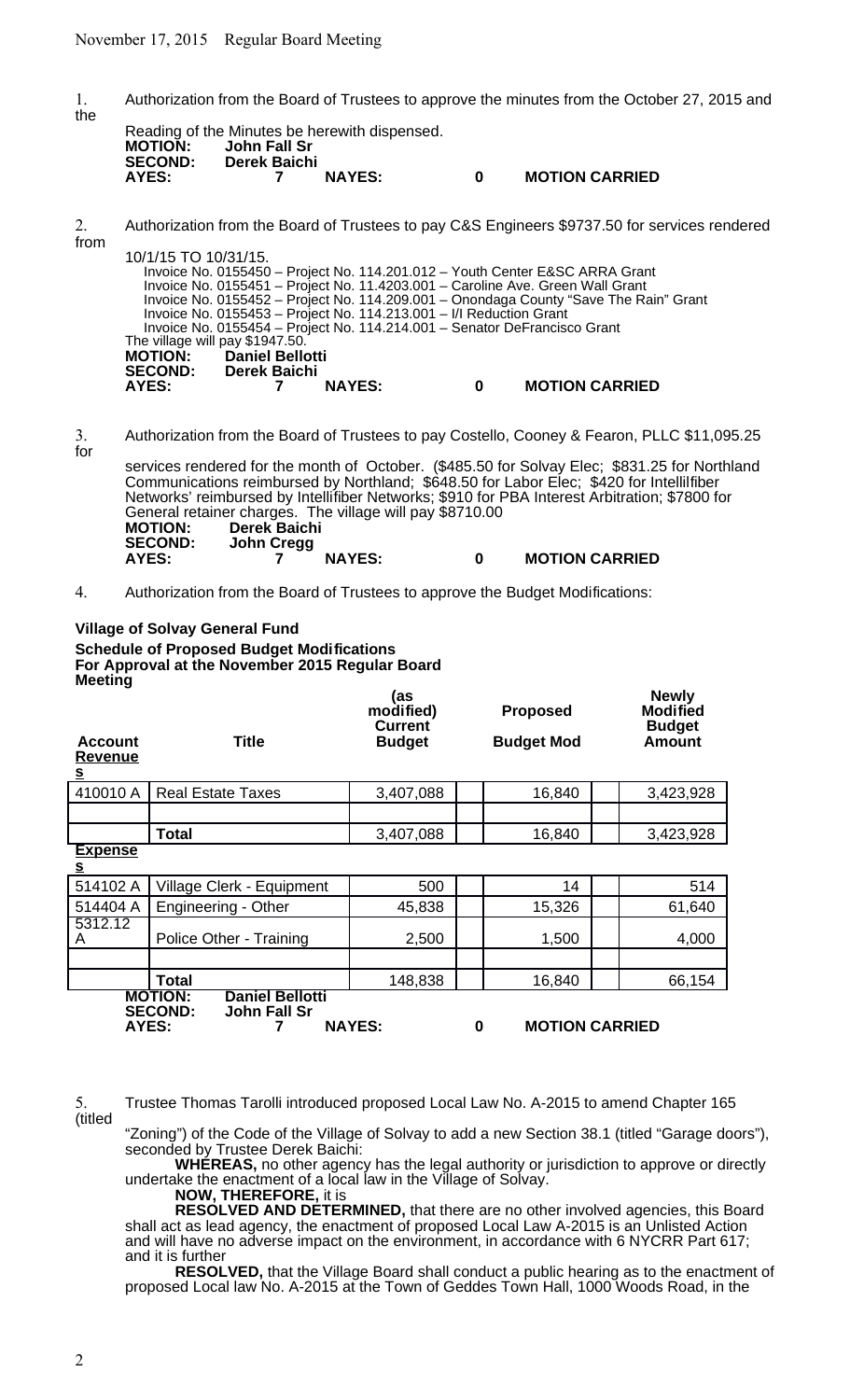1. Authorization from the Board of Trustees to approve the minutes from the October 27, 2015 and the Reading of the Minutes be herewith dispensed.

**MOTION:** **John Fall Sr**
**SECOND:** **Derek Baichi**
**AYES:** **7** **NAYES:** **0** **MOTION CARRIED**

2. Authorization from the Board of Trustees to pay C&S Engineers $9737.50 for services rendered from 10/1/15 TO 10/31/15.

Invoice No. 0155450 – Project No. 114.201.012 – Youth Center E&SC ARRA Grant
Invoice No. 0155451 – Project No. 11.4203.001 – Caroline Ave. Green Wall Grant
Invoice No. 0155452 – Project No. 114.209.001 – Onondaga County "Save The Rain" Grant
Invoice No. 0155453 – Project No. 114.213.001 – I/I Reduction Grant
Invoice No. 0155454 – Project No. 114.214.001 – Senator DeFrancisco Grant
The village will pay $1947.50.

**MOTION:** **Daniel Bellotti**
**SECOND:** **Derek Baichi**
**AYES:** **7** **NAYES:** **0** **MOTION CARRIED**

3. Authorization from the Board of Trustees to pay Costello, Cooney & Fearon, PLLC $11,095.25 for services rendered for the month of October. ($485.50 for Solvay Elec; $831.25 for Northland Communications reimbursed by Northland; $648.50 for Labor Elec; $420 for Intellilfiber Networks' reimbursed by Intellifiber Networks; $910 for PBA Interest Arbitration; $7800 for General retainer charges. The village will pay $8710.00

**MOTION:** **Derek Baichi**
**SECOND:** **John Cregg**
**AYES:** **7** **NAYES:** **0** **MOTION CARRIED**

4. Authorization from the Board of Trustees to approve the Budget Modifications:

**Village of Solvay General Fund**
**Schedule of Proposed Budget Modifications**
**For Approval at the November 2015 Regular Board Meeting**

| **Account** | **Title** | **(as modified) Current Budget** | **Proposed Budget Mod** | **Newly Modified Budget Amount** |
|---|---|---|---|---|
| **Revenues** | | | | |
| 410010 A | Real Estate Taxes | 3,407,088 | 16,840 | 3,423,928 |
| | | | | |
| | **Total** | 3,407,088 | 16,840 | 3,423,928 |
| **Expenses** | | | | |
| 514102 A | Village Clerk - Equipment | 500 | 14 | 514 |
| 514404 A | Engineering - Other | 45,838 | 15,326 | 61,640 |
| 5312.12 A | Police Other - Training | 2,500 | 1,500 | 4,000 |
| | | | | |
| | **Total** | 148,838 | 16,840 | 66,154 |

**MOTION:** **Daniel Bellotti**
**SECOND:** **John Fall Sr**
**AYES:** **7** **NAYES:** **0** **MOTION CARRIED**

5. Trustee Thomas Tarolli introduced proposed Local Law No. A-2015 to amend Chapter 165 (titled "Zoning") of the Code of the Village of Solvay to add a new Section 38.1 (titled "Garage doors"), seconded by Trustee Derek Baichi:

**WHEREAS,** no other agency has the legal authority or jurisdiction to approve or directly undertake the enactment of a local law in the Village of Solvay.

**NOW, THEREFORE,** it is

**RESOLVED AND DETERMINED,** that there are no other involved agencies, this Board shall act as lead agency, the enactment of proposed Local Law A-2015 is an Unlisted Action and will have no adverse impact on the environment, in accordance with 6 NYCRR Part 617; and it is further

**RESOLVED,** that the Village Board shall conduct a public hearing as to the enactment of proposed Local law No. A-2015 at the Town of Geddes Town Hall, 1000 Woods Road, in the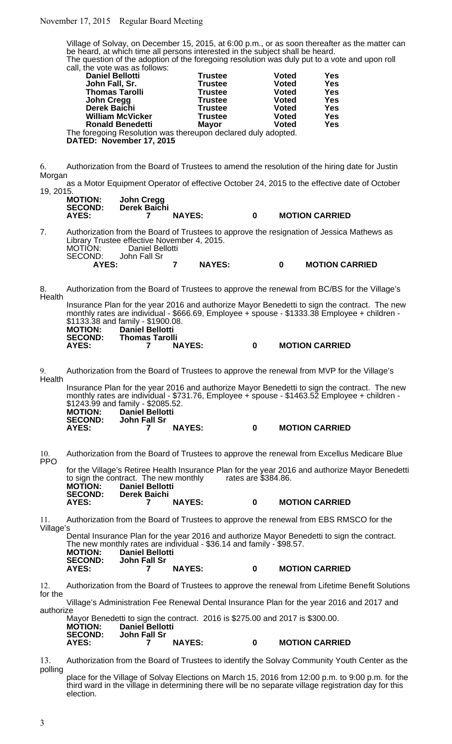Village of Solvay, on December 15, 2015, at 6:00 p.m., or as soon thereafter as the matter can be heard, at which time all persons interested in the subject shall be heard.
The question of the adoption of the foregoing resolution was duly put to a vote and upon roll call, the vote was as follows:

| | | | |
|---|---|---|---|
| **Daniel Bellotti** | **Trustee** | **Voted** | **Yes** |
| **John Fall, Sr.** | **Trustee** | **Voted** | **Yes** |
| **Thomas Tarolli** | **Trustee** | **Voted** | **Yes** |
| **John Cregg** | **Trustee** | **Voted** | **Yes** |
| **Derek Baichi** | **Trustee** | **Voted** | **Yes** |
| **William McVicker** | **Trustee** | **Voted** | **Yes** |
| **Ronald Benedetti** | **Mayor** | **Voted** | **Yes** |

The foregoing Resolution was thereupon declared duly adopted.
**DATED: November 17, 2015**

6. Authorization from the Board of Trustees to amend the resolution of the hiring date for Justin Morgan as a Motor Equipment Operator of effective October 24, 2015 to the effective date of October 19, 2015.

**MOTION:** **John Cregg**
**SECOND:** **Derek Baichi**
**AYES:** **7** **NAYES:** **0** **MOTION CARRIED**

7. Authorization from the Board of Trustees to approve the resignation of Jessica Mathews as Library Trustee effective November 4, 2015.

MOTION: Daniel Bellotti
SECOND: John Fall Sr
**AYES:** **7** **NAYES:** **0** **MOTION CARRIED**

8. Authorization from the Board of Trustees to approve the renewal from BC/BS for the Village's Health Insurance Plan for the year 2016 and authorize Mayor Benedetti to sign the contract. The new monthly rates are individual - $666.69, Employee + spouse - $1333.38 Employee + children - $1133.38 and family - $1900.08.

**MOTION:** **Daniel Bellotti**
**SECOND:** **Thomas Tarolli**
**AYES:** **7** **NAYES:** **0** **MOTION CARRIED**

9. Authorization from the Board of Trustees to approve the renewal from MVP for the Village's Health Insurance Plan for the year 2016 and authorize Mayor Benedetti to sign the contract. The new monthly rates are individual - $731.76, Employee + spouse - $1463.52 Employee + children - $1243.99 and family - $2085.52.

**MOTION:** **Daniel Bellotti**
**SECOND:** **John Fall Sr**
**AYES:** **7** **NAYES:** **0** **MOTION CARRIED**

10. Authorization from the Board of Trustees to approve the renewal from Excellus Medicare Blue PPO for the Village's Retiree Health Insurance Plan for the year 2016 and authorize Mayor Benedetti to sign the contract. The new monthly rates are $384.86.

**MOTION:** **Daniel Bellotti**
**SECOND:** **Derek Baichi**
**AYES:** **7** **NAYES:** **0** **MOTION CARRIED**

11. Authorization from the Board of Trustees to approve the renewal from EBS RMSCO for the Village's Dental Insurance Plan for the year 2016 and authorize Mayor Benedetti to sign the contract. The new monthly rates are individual - $36.14 and family - $98.57.

**MOTION:** **Daniel Bellotti**
**SECOND:** **John Fall Sr**
**AYES:** **7** **NAYES:** **0** **MOTION CARRIED**

12. Authorization from the Board of Trustees to approve the renewal from Lifetime Benefit Solutions for the Village's Administration Fee Renewal Dental Insurance Plan for the year 2016 and 2017 and authorize Mayor Benedetti to sign the contract. 2016 is $275.00 and 2017 is $300.00.

**MOTION:** **Daniel Bellotti**
**SECOND:** **John Fall Sr**
**AYES:** **7** **NAYES:** **0** **MOTION CARRIED**

13. Authorization from the Board of Trustees to identify the Solvay Community Youth Center as the polling place for the Village of Solvay Elections on March 15, 2016 from 12:00 p.m. to 9:00 p.m. for the third ward in the village in determining there will be no separate village registration day for this election.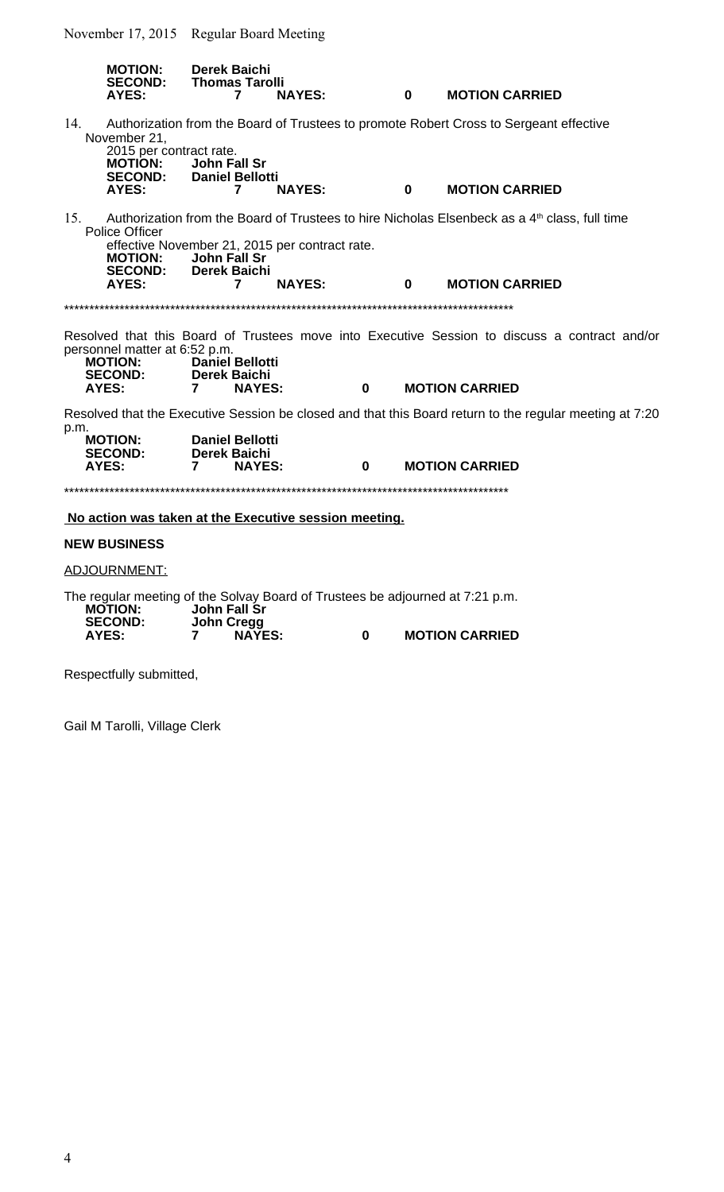**MOTION:** **Derek Baichi**
**SECOND:** **Thomas Tarolli**
**AYES:** **7** **NAYES:** **0** **MOTION CARRIED**

14. Authorization from the Board of Trustees to promote Robert Cross to Sergeant effective November 21, 2015 per contract rate.

**MOTION:** **John Fall Sr**
**SECOND:** **Daniel Bellotti**
**AYES:** **7** **NAYES:** **0** **MOTION CARRIED**

15. Authorization from the Board of Trustees to hire Nicholas Elsenbeck as a 4th class, full time Police Officer effective November 21, 2015 per contract rate.

**MOTION:** **John Fall Sr**
**SECOND:** **Derek Baichi**
**AYES:** **7** **NAYES:** **0** **MOTION CARRIED**

*****************************************************************************************

Resolved that this Board of Trustees move into Executive Session to discuss a contract and/or personnel matter at 6:52 p.m.

**MOTION:** **Daniel Bellotti**
**SECOND:** **Derek Baichi**
**AYES:** **7** **NAYES:** **0** **MOTION CARRIED**

Resolved that the Executive Session be closed and that this Board return to the regular meeting at 7:20 p.m.

**MOTION:** **Daniel Bellotti**
**SECOND:** **Derek Baichi**
**AYES:** **7** **NAYES:** **0** **MOTION CARRIED**

*****************************************************************************************

**No action was taken at the Executive session meeting.**

**NEW BUSINESS**

ADJOURNMENT:

The regular meeting of the Solvay Board of Trustees be adjourned at 7:21 p.m.

**MOTION:** **John Fall Sr**
**SECOND:** **John Cregg**
**AYES:** **7** **NAYES:** **0** **MOTION CARRIED**

Respectfully submitted,

Gail M Tarolli, Village Clerk